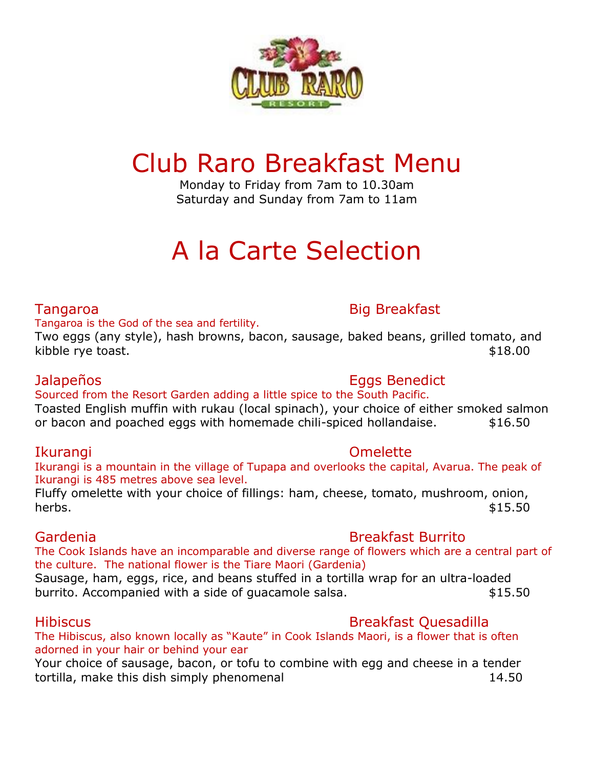# Club Raro Breakfast Menu

Monday to Friday from 7am to 10.30am
Saturday and Sunday from 7am to 11am

## A la Carte Selection

### Tangaroa Big Breakfast

Tangaroa is the God of the sea and fertility.

Two eggs (any style), hash browns, bacon, sausage, baked beans, grilled tomato, and kibble rye toast. $18.00

### Jalapeños Eggs Benedict

Sourced from the Resort Garden adding a little spice to the South Pacific.

Toasted English muffin with rukau (local spinach), your choice of either smoked salmon or bacon and poached eggs with homemade chili-spiced hollandaise. $16.50

### Ikurangi Omelette

Ikurangi is a mountain in the village of Tupapa and overlooks the capital, Avarua. The peak of Ikurangi is 485 metres above sea level.

Fluffy omelette with your choice of fillings: ham, cheese, tomato, mushroom, onion, herbs. $15.50

### Gardenia Breakfast Burrito

The Cook Islands have an incomparable and diverse range of flowers which are a central part of the culture. The national flower is the Tiare Maori (Gardenia)

Sausage, ham, eggs, rice, and beans stuffed in a tortilla wrap for an ultra-loaded burrito. Accompanied with a side of guacamole salsa. $15.50

### Hibiscus Breakfast Quesadilla

The Hibiscus, also known locally as "Kaute" in Cook Islands Maori, is a flower that is often adorned in your hair or behind your ear

Your choice of sausage, bacon, or tofu to combine with egg and cheese in a tender tortilla, make this dish simply phenomenal 14.50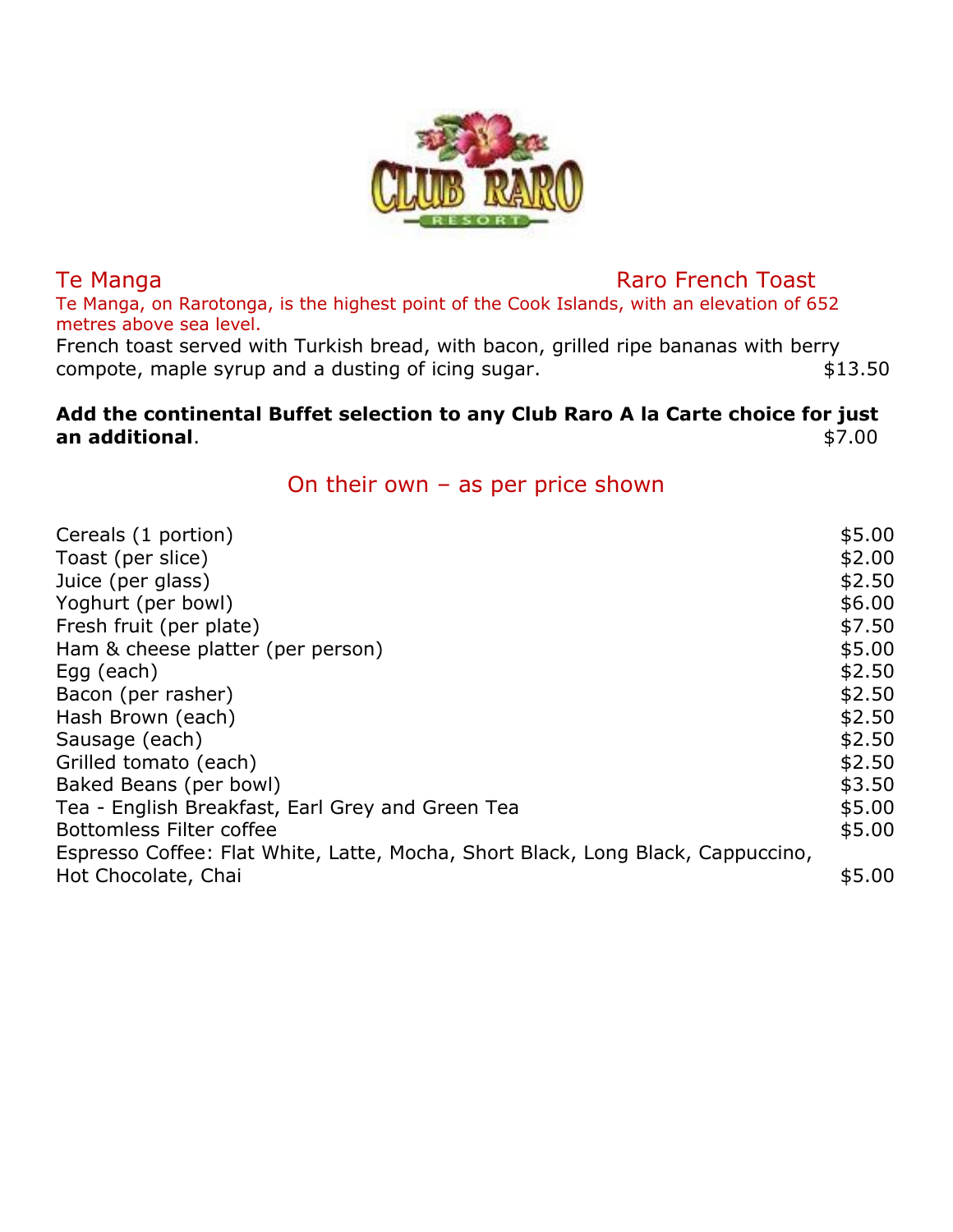## Te Manga — Raro French Toast

Te Manga, on Rarotonga, is the highest point of the Cook Islands, with an elevation of 652 metres above sea level.

French toast served with Turkish bread, with bacon, grilled ripe bananas with berry compote, maple syrup and a dusting of icing sugar. $13.50

**Add the continental Buffet selection to any Club Raro A la Carte choice for just an additional**. $7.00

## On their own – as per price shown

| | |
|---|---|
| Cereals (1 portion) | $5.00 |
| Toast (per slice) | $2.00 |
| Juice (per glass) | $2.50 |
| Yoghurt (per bowl) | $6.00 |
| Fresh fruit (per plate) | $7.50 |
| Ham & cheese platter (per person) | $5.00 |
| Egg (each) | $2.50 |
| Bacon (per rasher) | $2.50 |
| Hash Brown (each) | $2.50 |
| Sausage (each) | $2.50 |
| Grilled tomato (each) | $2.50 |
| Baked Beans (per bowl) | $3.50 |
| Tea - English Breakfast, Earl Grey and Green Tea | $5.00 |
| Bottomless Filter coffee | $5.00 |
| Espresso Coffee: Flat White, Latte, Mocha, Short Black, Long Black, Cappuccino, Hot Chocolate, Chai | $5.00 |